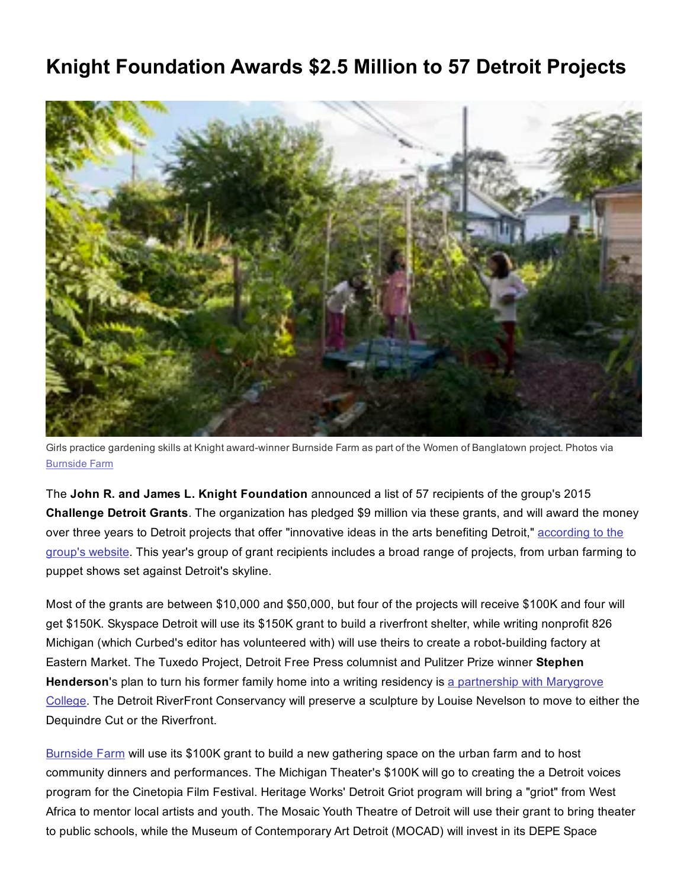# Knight Foundation Awards $2.5 Million to 57 Detroit Projects

Girls practice gardening skills at Knight award-winner Burnside Farm as part of the Women of Banglatown project. Photos via Burnside Farm

The **John R. and James L. Knight Foundation** announced a list of 57 recipients of the group's 2015 **Challenge Detroit Grants**. The organization has pledged $9 million via these grants, and will award the money over three years to Detroit projects that offer "innovative ideas in the arts benefiting Detroit," according to the group's website. This year's group of grant recipients includes a broad range of projects, from urban farming to puppet shows set against Detroit's skyline.

Most of the grants are between $10,000 and $50,000, but four of the projects will receive $100K and four will get $150K. Skyspace Detroit will use its $150K grant to build a riverfront shelter, while writing nonprofit 826 Michigan (which Curbed's editor has volunteered with) will use theirs to create a robot-building factory at Eastern Market. The Tuxedo Project, Detroit Free Press columnist and Pulitzer Prize winner **Stephen Henderson**'s plan to turn his former family home into a writing residency is a partnership with Marygrove College. The Detroit RiverFront Conservancy will preserve a sculpture by Louise Nevelson to move to either the Dequindre Cut or the Riverfront.

Burnside Farm will use its $100K grant to build a new gathering space on the urban farm and to host community dinners and performances. The Michigan Theater's $100K will go to creating the a Detroit voices program for the Cinetopia Film Festival. Heritage Works' Detroit Griot program will bring a "griot" from West Africa to mentor local artists and youth. The Mosaic Youth Theatre of Detroit will use their grant to bring theater to public schools, while the Museum of Contemporary Art Detroit (MOCAD) will invest in its DEPE Space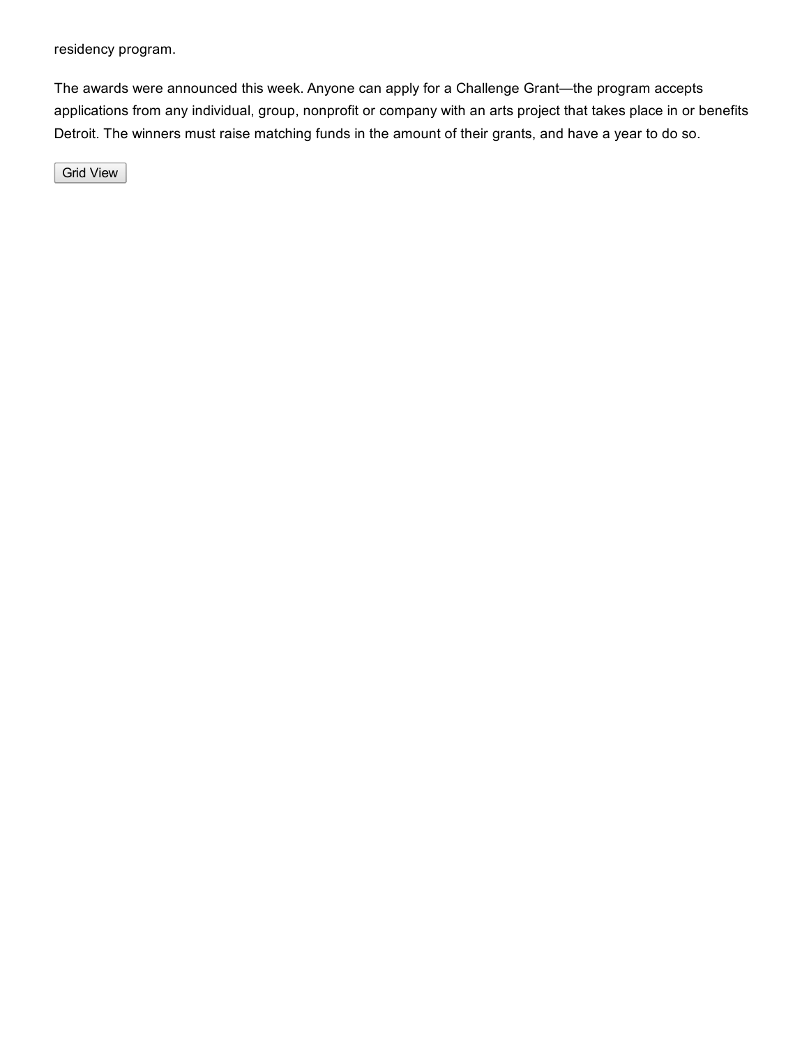residency program.

The awards were announced this week. Anyone can apply for a Challenge Grant—the program accepts applications from any individual, group, nonprofit or company with an arts project that takes place in or benefits Detroit. The winners must raise matching funds in the amount of their grants, and have a year to do so.

Grid View